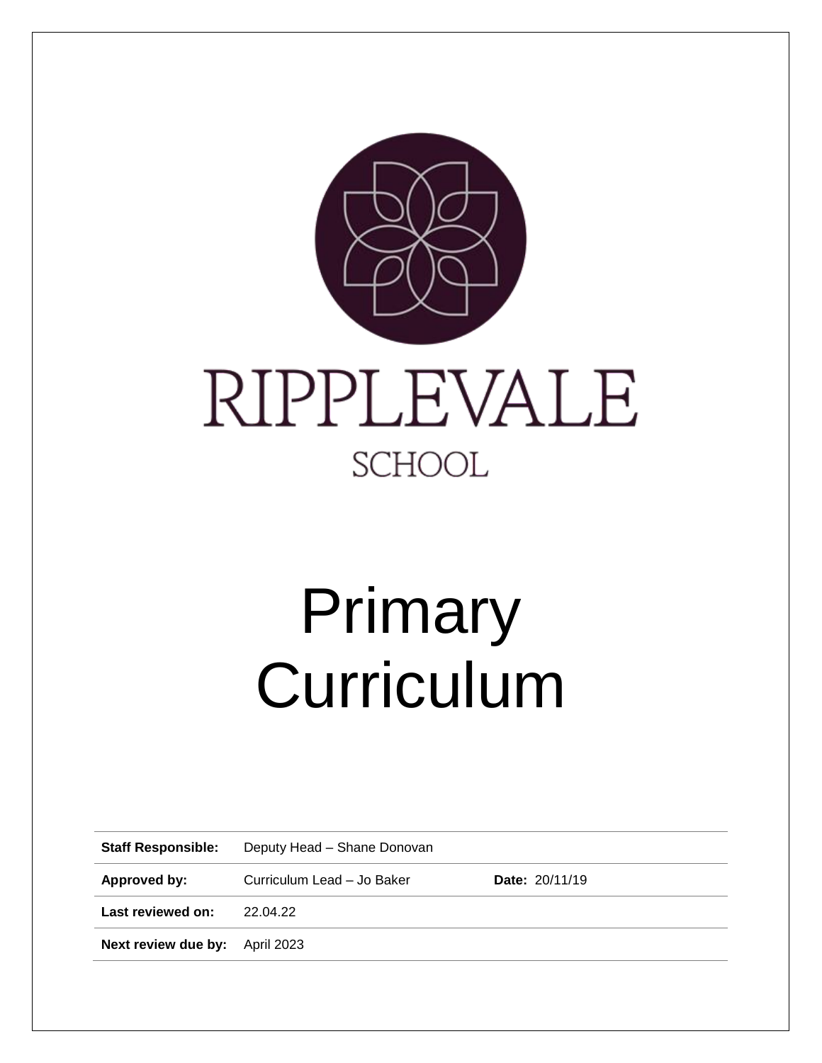RIPPLEVALE

SCHOOL

# Primary Curriculum

| | | | |
|---|---|---|---|
| **Staff Responsible:** | Deputy Head – Shane Donovan | | |
| **Approved by:** | Curriculum Lead – Jo Baker | **Date:** 20/11/19 | |
| **Last reviewed on:** | 22.04.22 | | |
| **Next review due by:** | April 2023 | | |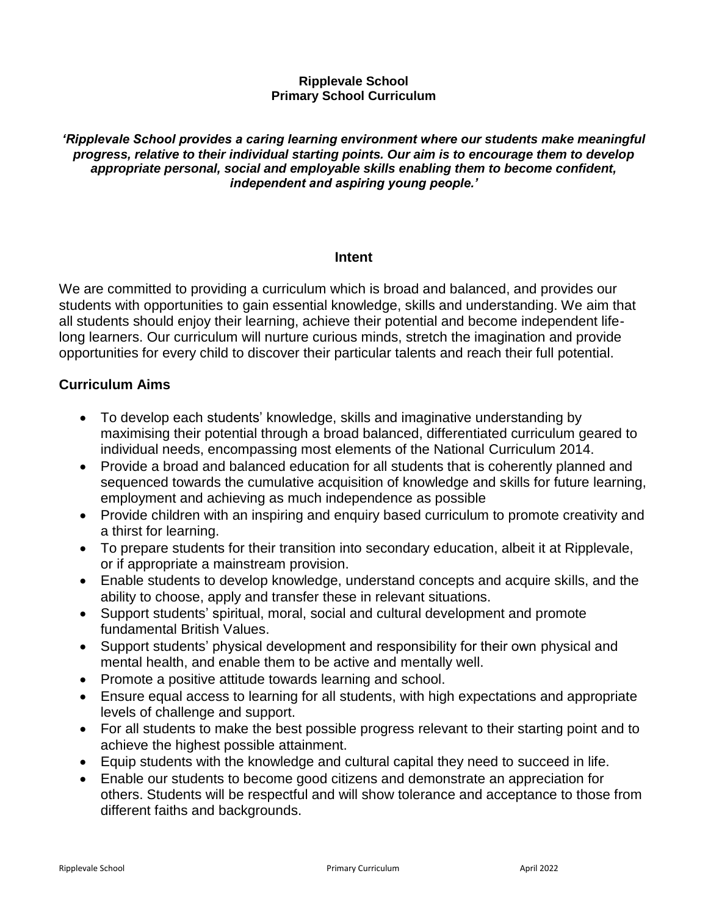**Ripplevale School**
**Primary School Curriculum**

***'Ripplevale School provides a caring learning environment where our students make meaningful progress, relative to their individual starting points. Our aim is to encourage them to develop appropriate personal, social and employable skills enabling them to become confident, independent and aspiring young people.'***

## Intent

We are committed to providing a curriculum which is broad and balanced, and provides our students with opportunities to gain essential knowledge, skills and understanding. We aim that all students should enjoy their learning, achieve their potential and become independent life-long learners. Our curriculum will nurture curious minds, stretch the imagination and provide opportunities for every child to discover their particular talents and reach their full potential.

## Curriculum Aims

- To develop each students' knowledge, skills and imaginative understanding by maximising their potential through a broad balanced, differentiated curriculum geared to individual needs, encompassing most elements of the National Curriculum 2014.
- Provide a broad and balanced education for all students that is coherently planned and sequenced towards the cumulative acquisition of knowledge and skills for future learning, employment and achieving as much independence as possible
- Provide children with an inspiring and enquiry based curriculum to promote creativity and a thirst for learning.
- To prepare students for their transition into secondary education, albeit it at Ripplevale, or if appropriate a mainstream provision.
- Enable students to develop knowledge, understand concepts and acquire skills, and the ability to choose, apply and transfer these in relevant situations.
- Support students' spiritual, moral, social and cultural development and promote fundamental British Values.
- Support students' physical development and responsibility for their own physical and mental health, and enable them to be active and mentally well.
- Promote a positive attitude towards learning and school.
- Ensure equal access to learning for all students, with high expectations and appropriate levels of challenge and support.
- For all students to make the best possible progress relevant to their starting point and to achieve the highest possible attainment.
- Equip students with the knowledge and cultural capital they need to succeed in life.
- Enable our students to become good citizens and demonstrate an appreciation for others. Students will be respectful and will show tolerance and acceptance to those from different faiths and backgrounds.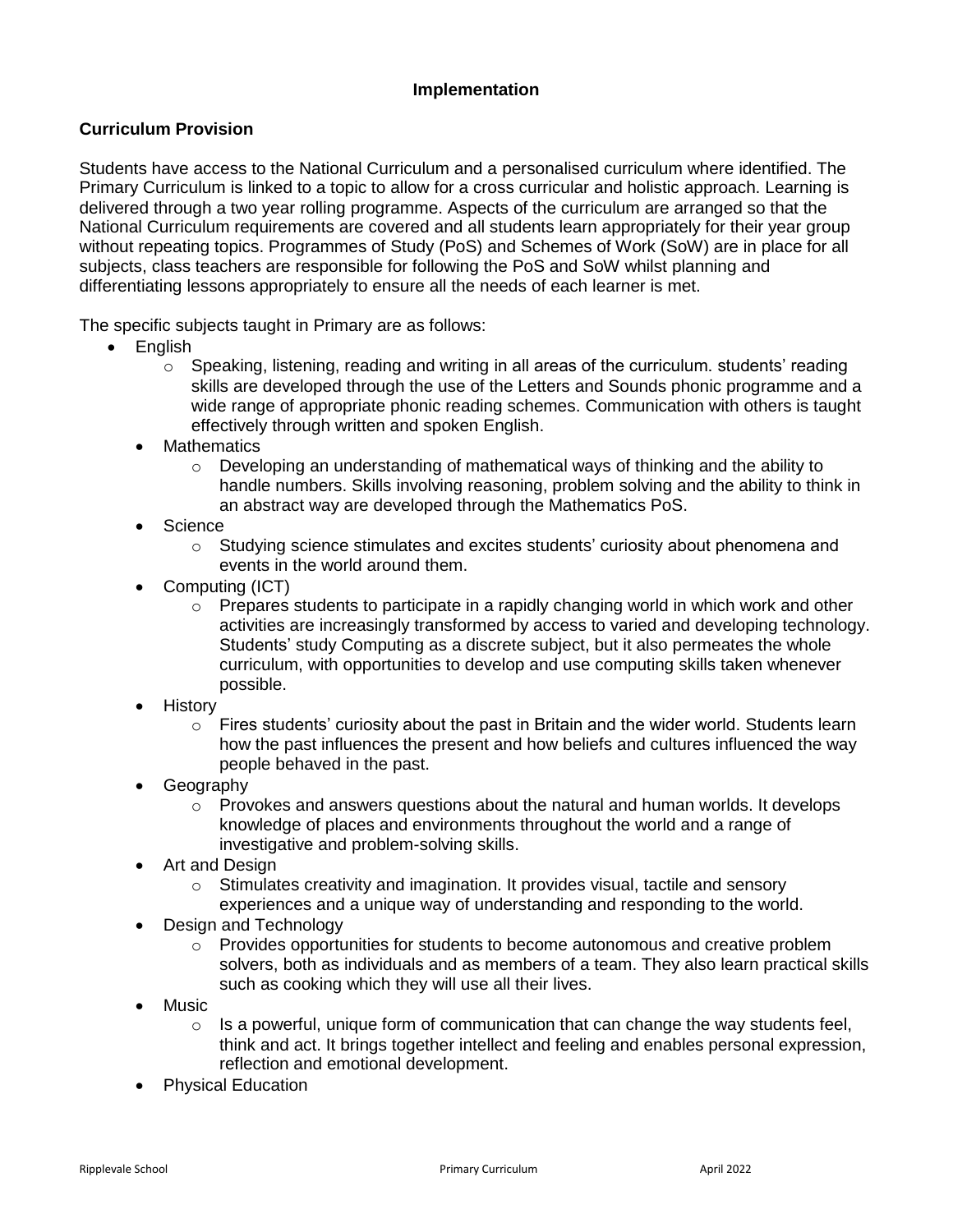**Implementation**

**Curriculum Provision**

Students have access to the National Curriculum and a personalised curriculum where identified. The Primary Curriculum is linked to a topic to allow for a cross curricular and holistic approach. Learning is delivered through a two year rolling programme. Aspects of the curriculum are arranged so that the National Curriculum requirements are covered and all students learn appropriately for their year group without repeating topics. Programmes of Study (PoS) and Schemes of Work (SoW) are in place for all subjects, class teachers are responsible for following the PoS and SoW whilst planning and differentiating lessons appropriately to ensure all the needs of each learner is met.

The specific subjects taught in Primary are as follows:

- English
  - Speaking, listening, reading and writing in all areas of the curriculum. students' reading skills are developed through the use of the Letters and Sounds phonic programme and a wide range of appropriate phonic reading schemes. Communication with others is taught effectively through written and spoken English.
- Mathematics
  - Developing an understanding of mathematical ways of thinking and the ability to handle numbers. Skills involving reasoning, problem solving and the ability to think in an abstract way are developed through the Mathematics PoS.
- Science
  - Studying science stimulates and excites students' curiosity about phenomena and events in the world around them.
- Computing (ICT)
  - Prepares students to participate in a rapidly changing world in which work and other activities are increasingly transformed by access to varied and developing technology. Students' study Computing as a discrete subject, but it also permeates the whole curriculum, with opportunities to develop and use computing skills taken whenever possible.
- History
  - Fires students' curiosity about the past in Britain and the wider world. Students learn how the past influences the present and how beliefs and cultures influenced the way people behaved in the past.
- Geography
  - Provokes and answers questions about the natural and human worlds. It develops knowledge of places and environments throughout the world and a range of investigative and problem-solving skills.
- Art and Design
  - Stimulates creativity and imagination. It provides visual, tactile and sensory experiences and a unique way of understanding and responding to the world.
- Design and Technology
  - Provides opportunities for students to become autonomous and creative problem solvers, both as individuals and as members of a team. They also learn practical skills such as cooking which they will use all their lives.
- Music
  - Is a powerful, unique form of communication that can change the way students feel, think and act. It brings together intellect and feeling and enables personal expression, reflection and emotional development.
- Physical Education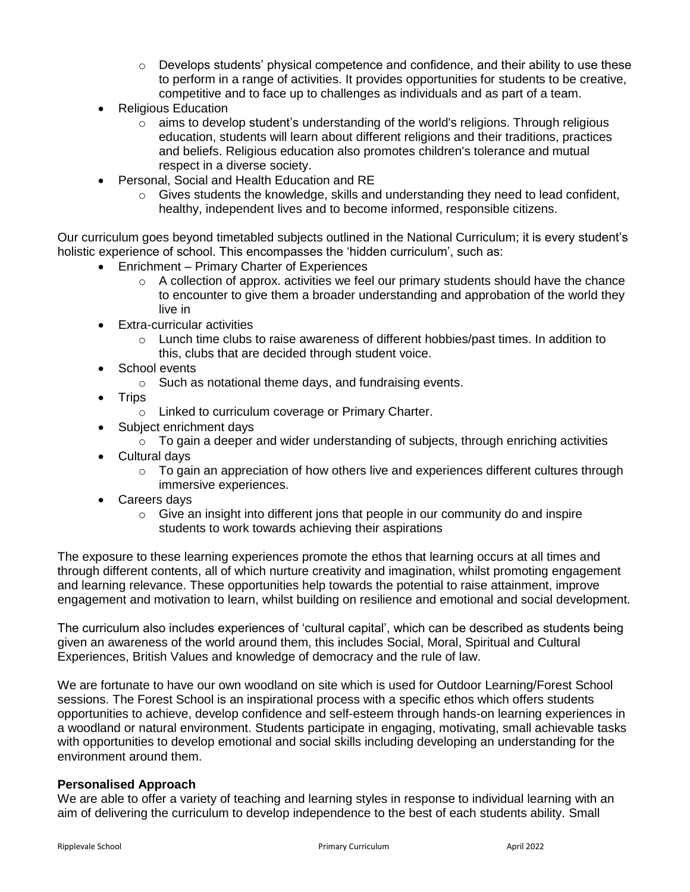- Develops students' physical competence and confidence, and their ability to use these to perform in a range of activities. It provides opportunities for students to be creative, competitive and to face up to challenges as individuals and as part of a team.
- Religious Education
    - aims to develop student's understanding of the world's religions. Through religious education, students will learn about different religions and their traditions, practices and beliefs. Religious education also promotes children's tolerance and mutual respect in a diverse society.
- Personal, Social and Health Education and RE
    - Gives students the knowledge, skills and understanding they need to lead confident, healthy, independent lives and to become informed, responsible citizens.

Our curriculum goes beyond timetabled subjects outlined in the National Curriculum; it is every student's holistic experience of school. This encompasses the 'hidden curriculum', such as:

- Enrichment – Primary Charter of Experiences
    - A collection of approx. activities we feel our primary students should have the chance to encounter to give them a broader understanding and approbation of the world they live in
- Extra-curricular activities
    - Lunch time clubs to raise awareness of different hobbies/past times. In addition to this, clubs that are decided through student voice.
- School events
    - Such as notational theme days, and fundraising events.
- Trips
    - Linked to curriculum coverage or Primary Charter.
- Subject enrichment days
    - To gain a deeper and wider understanding of subjects, through enriching activities
- Cultural days
    - To gain an appreciation of how others live and experiences different cultures through immersive experiences.
- Careers days
    - Give an insight into different jons that people in our community do and inspire students to work towards achieving their aspirations

The exposure to these learning experiences promote the ethos that learning occurs at all times and through different contents, all of which nurture creativity and imagination, whilst promoting engagement and learning relevance. These opportunities help towards the potential to raise attainment, improve engagement and motivation to learn, whilst building on resilience and emotional and social development.

The curriculum also includes experiences of 'cultural capital', which can be described as students being given an awareness of the world around them, this includes Social, Moral, Spiritual and Cultural Experiences, British Values and knowledge of democracy and the rule of law.

We are fortunate to have our own woodland on site which is used for Outdoor Learning/Forest School sessions. The Forest School is an inspirational process with a specific ethos which offers students opportunities to achieve, develop confidence and self-esteem through hands-on learning experiences in a woodland or natural environment. Students participate in engaging, motivating, small achievable tasks with opportunities to develop emotional and social skills including developing an understanding for the environment around them.

**Personalised Approach**

We are able to offer a variety of teaching and learning styles in response to individual learning with an aim of delivering the curriculum to develop independence to the best of each students ability. Small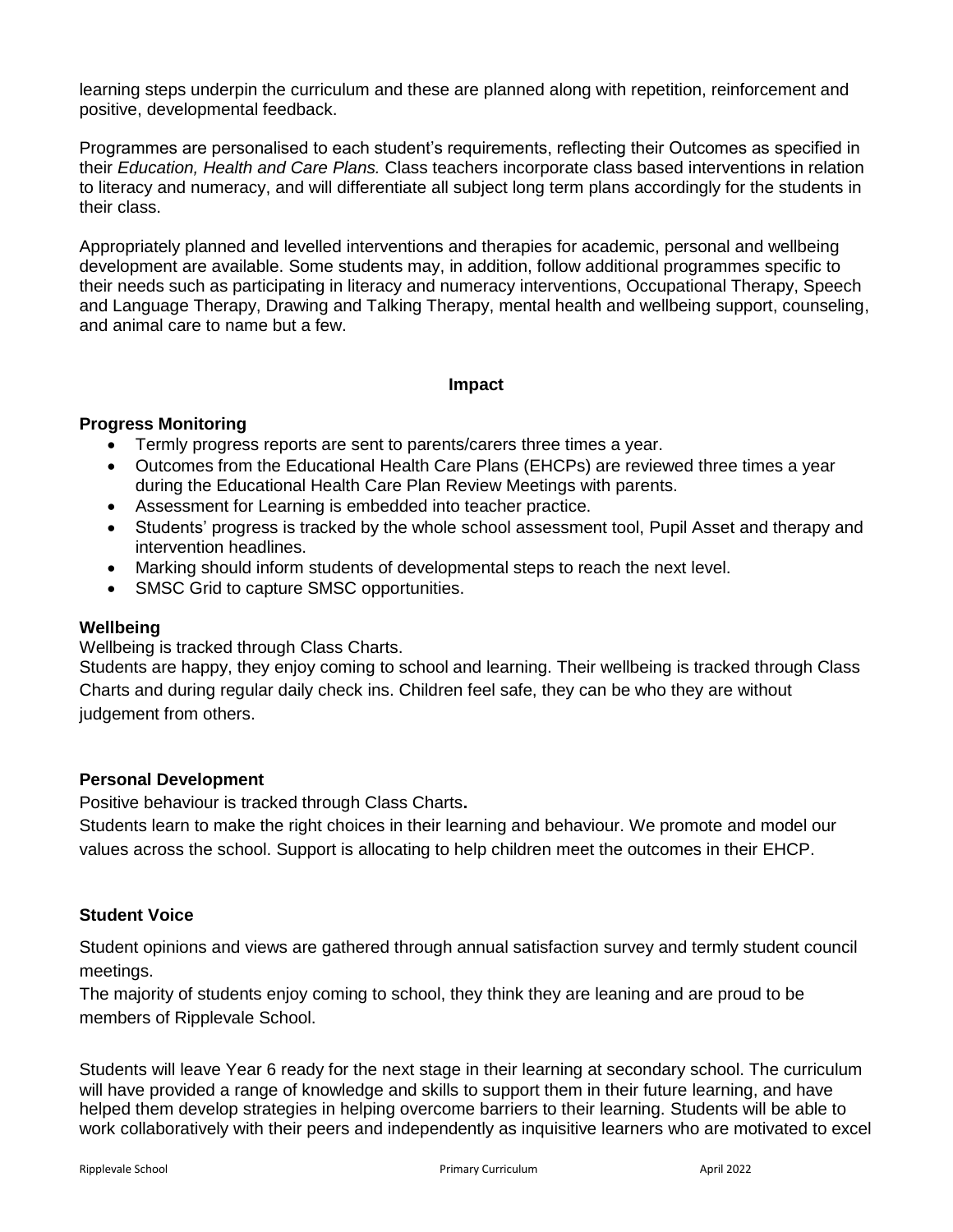learning steps underpin the curriculum and these are planned along with repetition, reinforcement and positive, developmental feedback.

Programmes are personalised to each student's requirements, reflecting their Outcomes as specified in their *Education, Health and Care Plans.* Class teachers incorporate class based interventions in relation to literacy and numeracy, and will differentiate all subject long term plans accordingly for the students in their class.

Appropriately planned and levelled interventions and therapies for academic, personal and wellbeing development are available. Some students may, in addition, follow additional programmes specific to their needs such as participating in literacy and numeracy interventions, Occupational Therapy, Speech and Language Therapy, Drawing and Talking Therapy, mental health and wellbeing support, counseling, and animal care to name but a few.

## Impact

**Progress Monitoring**

- Termly progress reports are sent to parents/carers three times a year.
- Outcomes from the Educational Health Care Plans (EHCPs) are reviewed three times a year during the Educational Health Care Plan Review Meetings with parents.
- Assessment for Learning is embedded into teacher practice.
- Students' progress is tracked by the whole school assessment tool, Pupil Asset and therapy and intervention headlines.
- Marking should inform students of developmental steps to reach the next level.
- SMSC Grid to capture SMSC opportunities.

**Wellbeing**

Wellbeing is tracked through Class Charts.
Students are happy, they enjoy coming to school and learning. Their wellbeing is tracked through Class Charts and during regular daily check ins. Children feel safe, they can be who they are without judgement from others.

**Personal Development**

Positive behaviour is tracked through Class Charts**.**
Students learn to make the right choices in their learning and behaviour. We promote and model our values across the school. Support is allocating to help children meet the outcomes in their EHCP.

**Student Voice**

Student opinions and views are gathered through annual satisfaction survey and termly student council meetings.
The majority of students enjoy coming to school, they think they are leaning and are proud to be members of Ripplevale School.

Students will leave Year 6 ready for the next stage in their learning at secondary school. The curriculum will have provided a range of knowledge and skills to support them in their future learning, and have helped them develop strategies in helping overcome barriers to their learning. Students will be able to work collaboratively with their peers and independently as inquisitive learners who are motivated to excel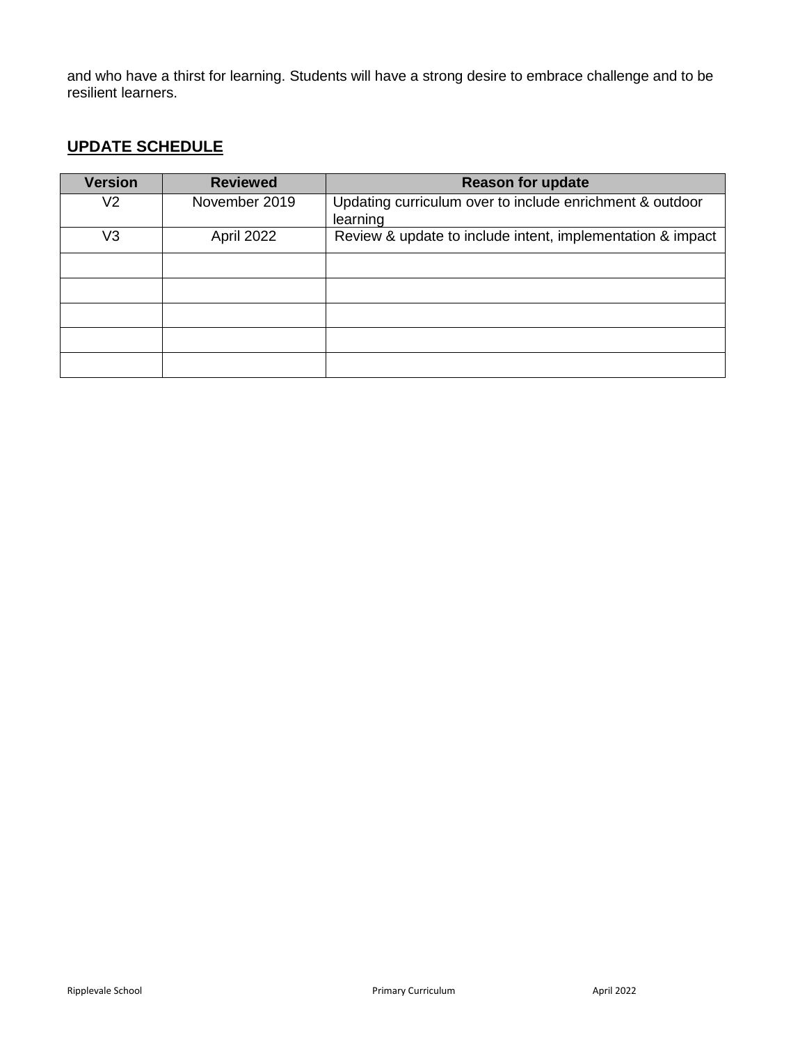and who have a thirst for learning. Students will have a strong desire to embrace challenge and to be resilient learners.

## UPDATE SCHEDULE

| Version | Reviewed | Reason for update |
|---|---|---|
| V2 | November 2019 | Updating curriculum over to include enrichment & outdoor learning |
| V3 | April 2022 | Review & update to include intent, implementation & impact |
| | | |
| | | |
| | | |
| | | |
| | | |